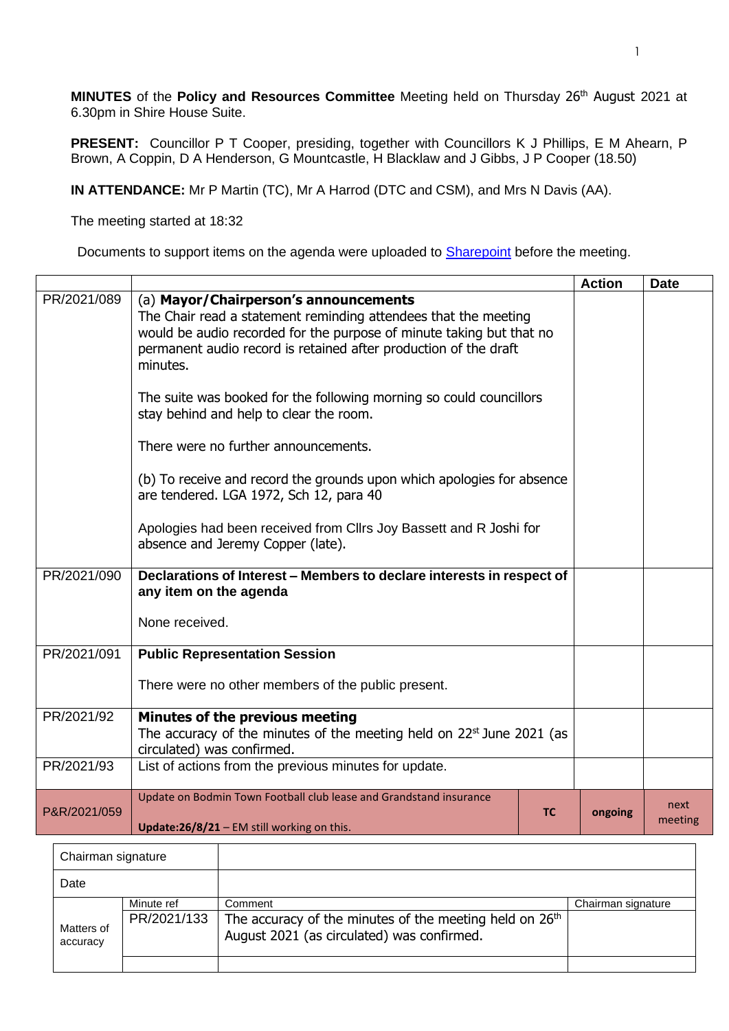**MINUTES** of the **Policy and Resources Committee** Meeting held on Thursday 26th August 2021 at 6.30pm in Shire House Suite.

**PRESENT:** Councillor P T Cooper, presiding, together with Councillors K J Phillips, E M Ahearn, P Brown, A Coppin, D A Henderson, G Mountcastle, H Blacklaw and J Gibbs, J P Cooper (18.50)

**IN ATTENDANCE:** Mr P Martin (TC), Mr A Harrod (DTC and CSM), and Mrs N Davis (AA).

The meeting started at 18:32

Documents to support items on the agenda were uploaded to [Sharepoint](Sharepoint) before the meeting.

| | | | Action | Date |
|---|---|---|---|---|
| PR/2021/089 | (a) **Mayor/Chairperson's announcements**<br>The Chair read a statement reminding attendees that the meeting would be audio recorded for the purpose of minute taking but that no permanent audio record is retained after production of the draft minutes.<br><br>The suite was booked for the following morning so could councillors stay behind and help to clear the room.<br><br>There were no further announcements.<br><br>(b) To receive and record the grounds upon which apologies for absence are tendered. LGA 1972, Sch 12, para 40<br><br>Apologies had been received from Cllrs Joy Bassett and R Joshi for absence and Jeremy Copper (late). | | | |
| PR/2021/090 | **Declarations of Interest – Members to declare interests in respect of any item on the agenda**<br><br>None received. | | | |
| PR/2021/091 | **Public Representation Session**<br><br>There were no other members of the public present. | | | |
| PR/2021/92 | **Minutes of the previous meeting**<br>The accuracy of the minutes of the meeting held on 22st June 2021 (as circulated) was confirmed. | | | |
| PR/2021/93 | List of actions from the previous minutes for update. | | | |
| P&R/2021/059 | Update on Bodmin Town Football club lease and Grandstand insurance<br><br>**Update:26/8/21** – EM still working on this. | **TC** | **ongoing** | next meeting |

| Chairman signature | | | |
|---|---|---|---|
| Date | | | |
| Matters of accuracy | Minute ref | Comment | Chairman signature |
| | PR/2021/133 | The accuracy of the minutes of the meeting held on 26th August 2021 (as circulated) was confirmed. | |
| | | | |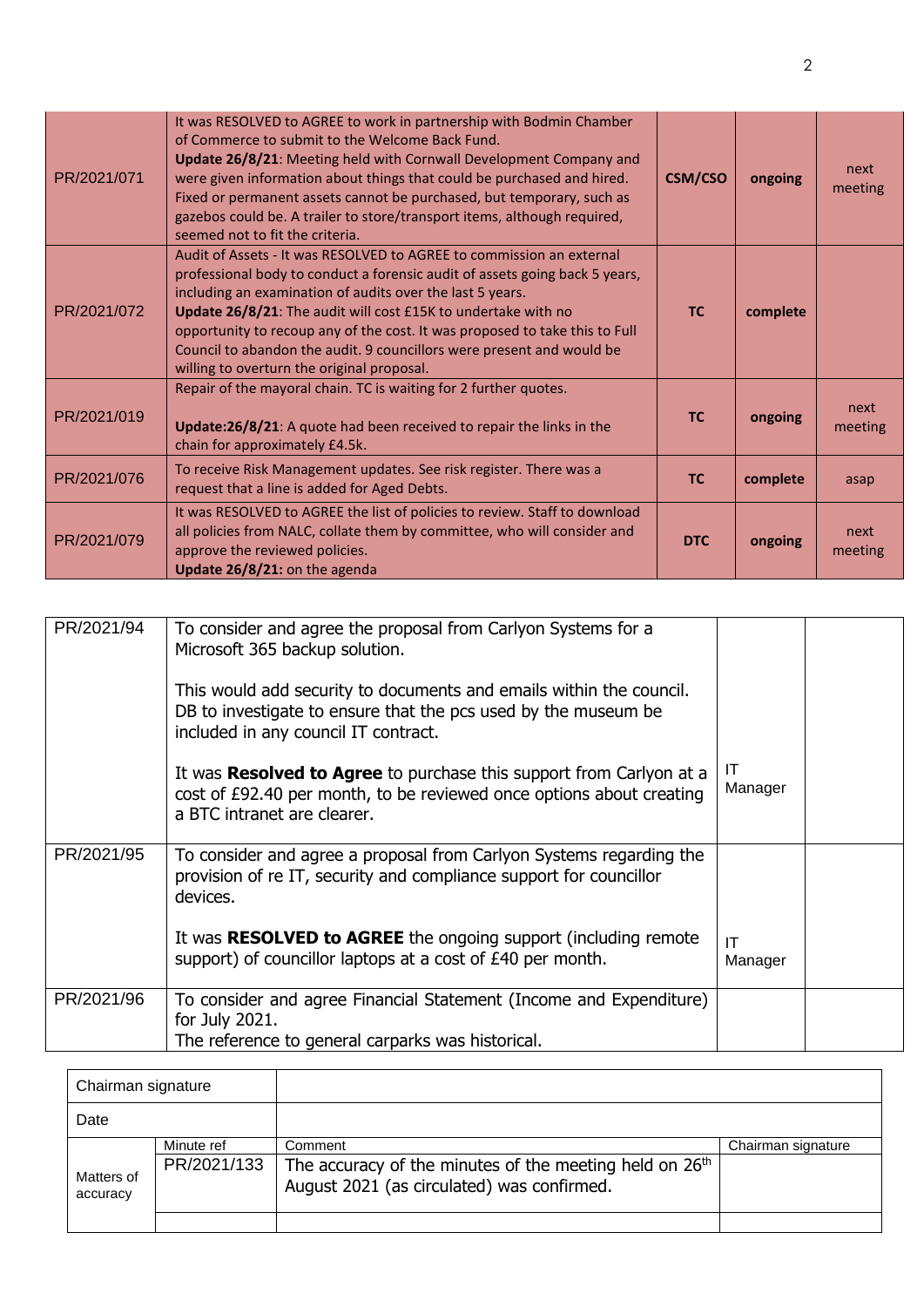| | | | | |
|---|---|---|---|---|
| PR/2021/071 | It was RESOLVED to AGREE to work in partnership with Bodmin Chamber of Commerce to submit to the Welcome Back Fund.<br>**Update 26/8/21**: Meeting held with Cornwall Development Company and were given information about things that could be purchased and hired. Fixed or permanent assets cannot be purchased, but temporary, such as gazebos could be. A trailer to store/transport items, although required, seemed not to fit the criteria. | **CSM/CSO** | **ongoing** | next meeting |
| PR/2021/072 | Audit of Assets - It was RESOLVED to AGREE to commission an external professional body to conduct a forensic audit of assets going back 5 years, including an examination of audits over the last 5 years.<br>**Update 26/8/21**: The audit will cost £15K to undertake with no opportunity to recoup any of the cost. It was proposed to take this to Full Council to abandon the audit. 9 councillors were present and would be willing to overturn the original proposal. | **TC** | **complete** | |
| PR/2021/019 | Repair of the mayoral chain. TC is waiting for 2 further quotes.<br><br>**Update:26/8/21**: A quote had been received to repair the links in the chain for approximately £4.5k. | **TC** | **ongoing** | next meeting |
| PR/2021/076 | To receive Risk Management updates. See risk register. There was a request that a line is added for Aged Debts. | **TC** | **complete** | asap |
| PR/2021/079 | It was RESOLVED to AGREE the list of policies to review. Staff to download all policies from NALC, collate them by committee, who will consider and approve the reviewed policies.<br>**Update 26/8/21:** on the agenda | **DTC** | **ongoing** | next meeting |

| | | | |
|---|---|---|---|
| PR/2021/94 | To consider and agree the proposal from Carlyon Systems for a Microsoft 365 backup solution.<br><br>This would add security to documents and emails within the council. DB to investigate to ensure that the pcs used by the museum be included in any council IT contract.<br><br>It was **Resolved to Agree** to purchase this support from Carlyon at a cost of £92.40 per month, to be reviewed once options about creating a BTC intranet are clearer. | IT Manager | |
| PR/2021/95 | To consider and agree a proposal from Carlyon Systems regarding the provision of re IT, security and compliance support for councillor devices.<br><br>It was **RESOLVED to AGREE** the ongoing support (including remote support) of councillor laptops at a cost of £40 per month. | IT Manager | |
| PR/2021/96 | To consider and agree Financial Statement (Income and Expenditure) for July 2021.<br>The reference to general carparks was historical. | | |

| Chairman signature | | | |
|---|---|---|---|
| Date | | | |
| Matters of accuracy | Minute ref | Comment | Chairman signature |
| | PR/2021/133 | The accuracy of the minutes of the meeting held on 26th August 2021 (as circulated) was confirmed. | |
| | | | |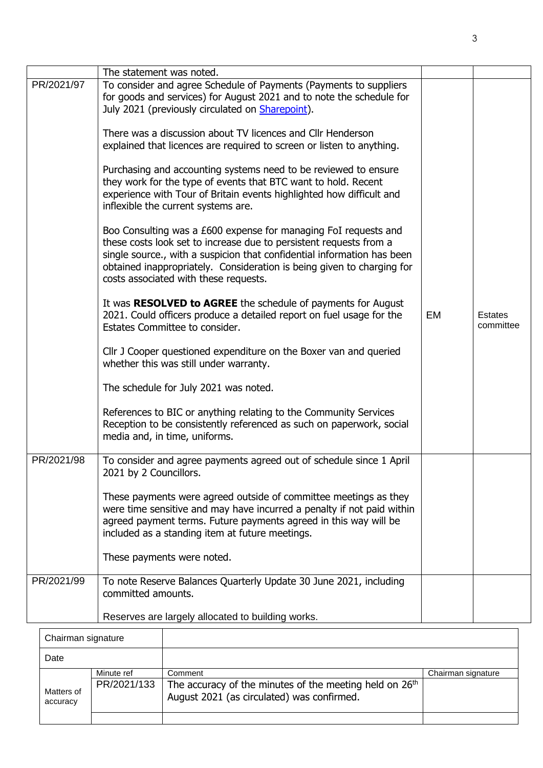| | | | |
|---|---|---|---|
| | The statement was noted. | | |
| PR/2021/97 | To consider and agree Schedule of Payments (Payments to suppliers for goods and services) for August 2021 and to note the schedule for July 2021 (previously circulated on Sharepoint).<br><br>There was a discussion about TV licences and Cllr Henderson explained that licences are required to screen or listen to anything.<br><br>Purchasing and accounting systems need to be reviewed to ensure they work for the type of events that BTC want to hold. Recent experience with Tour of Britain events highlighted how difficult and inflexible the current systems are.<br><br>Boo Consulting was a £600 expense for managing FoI requests and these costs look set to increase due to persistent requests from a single source., with a suspicion that confidential information has been obtained inappropriately. Consideration is being given to charging for costs associated with these requests.<br><br>It was **RESOLVED to AGREE** the schedule of payments for August 2021. Could officers produce a detailed report on fuel usage for the Estates Committee to consider.<br><br>Cllr J Cooper questioned expenditure on the Boxer van and queried whether this was still under warranty.<br><br>The schedule for July 2021 was noted.<br><br>References to BIC or anything relating to the Community Services Reception to be consistently referenced as such on paperwork, social media and, in time, uniforms. | EM | Estates committee |
| PR/2021/98 | To consider and agree payments agreed out of schedule since 1 April 2021 by 2 Councillors.<br><br>These payments were agreed outside of committee meetings as they were time sensitive and may have incurred a penalty if not paid within agreed payment terms. Future payments agreed in this way will be included as a standing item at future meetings.<br><br>These payments were noted. | | |
| PR/2021/99 | To note Reserve Balances Quarterly Update 30 June 2021, including committed amounts.<br><br>Reserves are largely allocated to building works. | | |

| Chairman signature | | | |
|---|---|---|---|
| Date | | | |
| | Minute ref | Comment | Chairman signature |
| Matters of accuracy | PR/2021/133 | The accuracy of the minutes of the meeting held on 26th August 2021 (as circulated) was confirmed. | |
| | | | |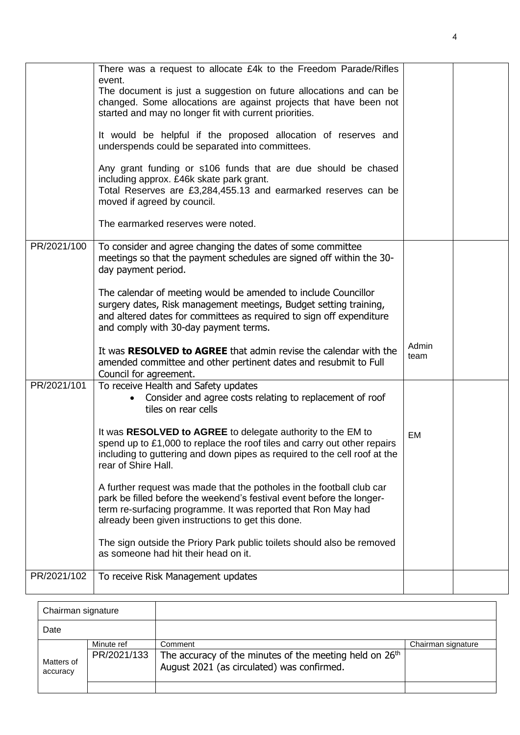| | | | |
|---|---|---|---|
| | There was a request to allocate £4k to the Freedom Parade/Rifles event.<br>The document is just a suggestion on future allocations and can be changed. Some allocations are against projects that have been not started and may no longer fit with current priorities.<br><br>It would be helpful if the proposed allocation of reserves and underspends could be separated into committees.<br><br>Any grant funding or s106 funds that are due should be chased including approx. £46k skate park grant.<br>Total Reserves are £3,284,455.13 and earmarked reserves can be moved if agreed by council.<br><br>The earmarked reserves were noted. | | |
| PR/2021/100 | To consider and agree changing the dates of some committee meetings so that the payment schedules are signed off within the 30-day payment period.<br><br>The calendar of meeting would be amended to include Councillor surgery dates, Risk management meetings, Budget setting training, and altered dates for committees as required to sign off expenditure and comply with 30-day payment terms.<br><br>It was **RESOLVED to AGREE** that admin revise the calendar with the amended committee and other pertinent dates and resubmit to Full Council for agreement. | Admin team | |
| PR/2021/101 | To receive Health and Safety updates<br>• Consider and agree costs relating to replacement of roof tiles on rear cells<br><br>It was **RESOLVED to AGREE** to delegate authority to the EM to spend up to £1,000 to replace the roof tiles and carry out other repairs including to guttering and down pipes as required to the cell roof at the rear of Shire Hall.<br><br>A further request was made that the potholes in the football club car park be filled before the weekend's festival event before the longer-term re-surfacing programme. It was reported that Ron May had already been given instructions to get this done.<br><br>The sign outside the Priory Park public toilets should also be removed as someone had hit their head on it. | EM | |
| PR/2021/102 | To receive Risk Management updates | | |

| Chairman signature | | | |
|---|---|---|---|
| Date | | | |
| | Minute ref | Comment | Chairman signature |
| Matters of accuracy | PR/2021/133 | The accuracy of the minutes of the meeting held on 26th August 2021 (as circulated) was confirmed. | |
| | | | |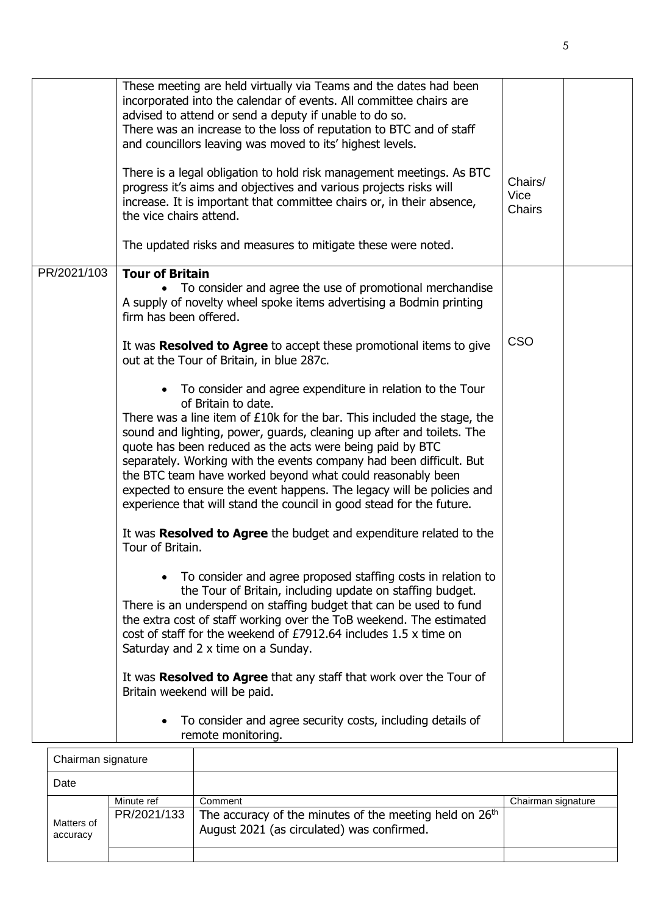| | | | |
|---|---|---|---|
| | These meeting are held virtually via Teams and the dates had been incorporated into the calendar of events. All committee chairs are advised to attend or send a deputy if unable to do so.<br>There was an increase to the loss of reputation to BTC and of staff and councillors leaving was moved to its' highest levels.<br><br>There is a legal obligation to hold risk management meetings. As BTC progress it's aims and objectives and various projects risks will increase. It is important that committee chairs or, in their absence, the vice chairs attend.<br><br>The updated risks and measures to mitigate these were noted. | Chairs/ Vice Chairs | |
| PR/2021/103 | **Tour of Britain**<br>• To consider and agree the use of promotional merchandise<br>A supply of novelty wheel spoke items advertising a Bodmin printing firm has been offered.<br><br>It was **Resolved to Agree** to accept these promotional items to give out at the Tour of Britain, in blue 287c.<br><br>• To consider and agree expenditure in relation to the Tour of Britain to date.<br>There was a line item of £10k for the bar. This included the stage, the sound and lighting, power, guards, cleaning up after and toilets. The quote has been reduced as the acts were being paid by BTC separately. Working with the events company had been difficult. But the BTC team have worked beyond what could reasonably been expected to ensure the event happens. The legacy will be policies and experience that will stand the council in good stead for the future.<br><br>It was **Resolved to Agree** the budget and expenditure related to the Tour of Britain.<br><br>• To consider and agree proposed staffing costs in relation to the Tour of Britain, including update on staffing budget.<br>There is an underspend on staffing budget that can be used to fund the extra cost of staff working over the ToB weekend. The estimated cost of staff for the weekend of £7912.64 includes 1.5 x time on Saturday and 2 x time on a Sunday.<br><br>It was **Resolved to Agree** that any staff that work over the Tour of Britain weekend will be paid.<br><br>• To consider and agree security costs, including details of remote monitoring. | CSO | |

| Chairman signature | | | |
|---|---|---|---|
| Date | | | |
| | Minute ref | Comment | Chairman signature |
| Matters of accuracy | PR/2021/133 | The accuracy of the minutes of the meeting held on 26th August 2021 (as circulated) was confirmed. | |
| | | | |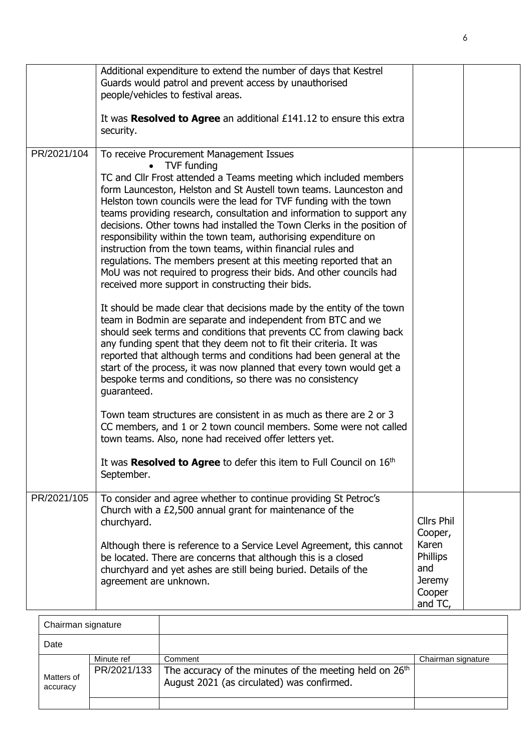|  |  |  |  |
|---|---|---|---|
|  | Additional expenditure to extend the number of days that Kestrel Guards would patrol and prevent access by unauthorised people/vehicles to festival areas.<br><br>It was **Resolved to Agree** an additional £141.12 to ensure this extra security. |  |  |
| PR/2021/104 | To receive Procurement Management Issues<br>• TVF funding<br>TC and Cllr Frost attended a Teams meeting which included members form Launceston, Helston and St Austell town teams. Launceston and Helston town councils were the lead for TVF funding with the town teams providing research, consultation and information to support any decisions. Other towns had installed the Town Clerks in the position of responsibility within the town team, authorising expenditure on instruction from the town teams, within financial rules and regulations. The members present at this meeting reported that an MoU was not required to progress their bids. And other councils had received more support in constructing their bids.<br><br>It should be made clear that decisions made by the entity of the town team in Bodmin are separate and independent from BTC and we should seek terms and conditions that prevents CC from clawing back any funding spent that they deem not to fit their criteria. It was reported that although terms and conditions had been general at the start of the process, it was now planned that every town would get a bespoke terms and conditions, so there was no consistency guaranteed.<br><br>Town team structures are consistent in as much as there are 2 or 3 CC members, and 1 or 2 town council members. Some were not called town teams. Also, none had received offer letters yet.<br><br>It was **Resolved to Agree** to defer this item to Full Council on 16th September. |  |  |
| PR/2021/105 | To consider and agree whether to continue providing St Petroc's Church with a £2,500 annual grant for maintenance of the churchyard.<br><br>Although there is reference to a Service Level Agreement, this cannot be located. There are concerns that although this is a closed churchyard and yet ashes are still being buried. Details of the agreement are unknown. | Cllrs Phil Cooper, Karen Phillips and Jeremy Cooper and TC, |  |

| Chairman signature |  |  |  |
|---|---|---|---|
| Date |  |  |  |
|  | Minute ref | Comment | Chairman signature |
| Matters of accuracy | PR/2021/133 | The accuracy of the minutes of the meeting held on 26th August 2021 (as circulated) was confirmed. |  |
|  |  |  |  |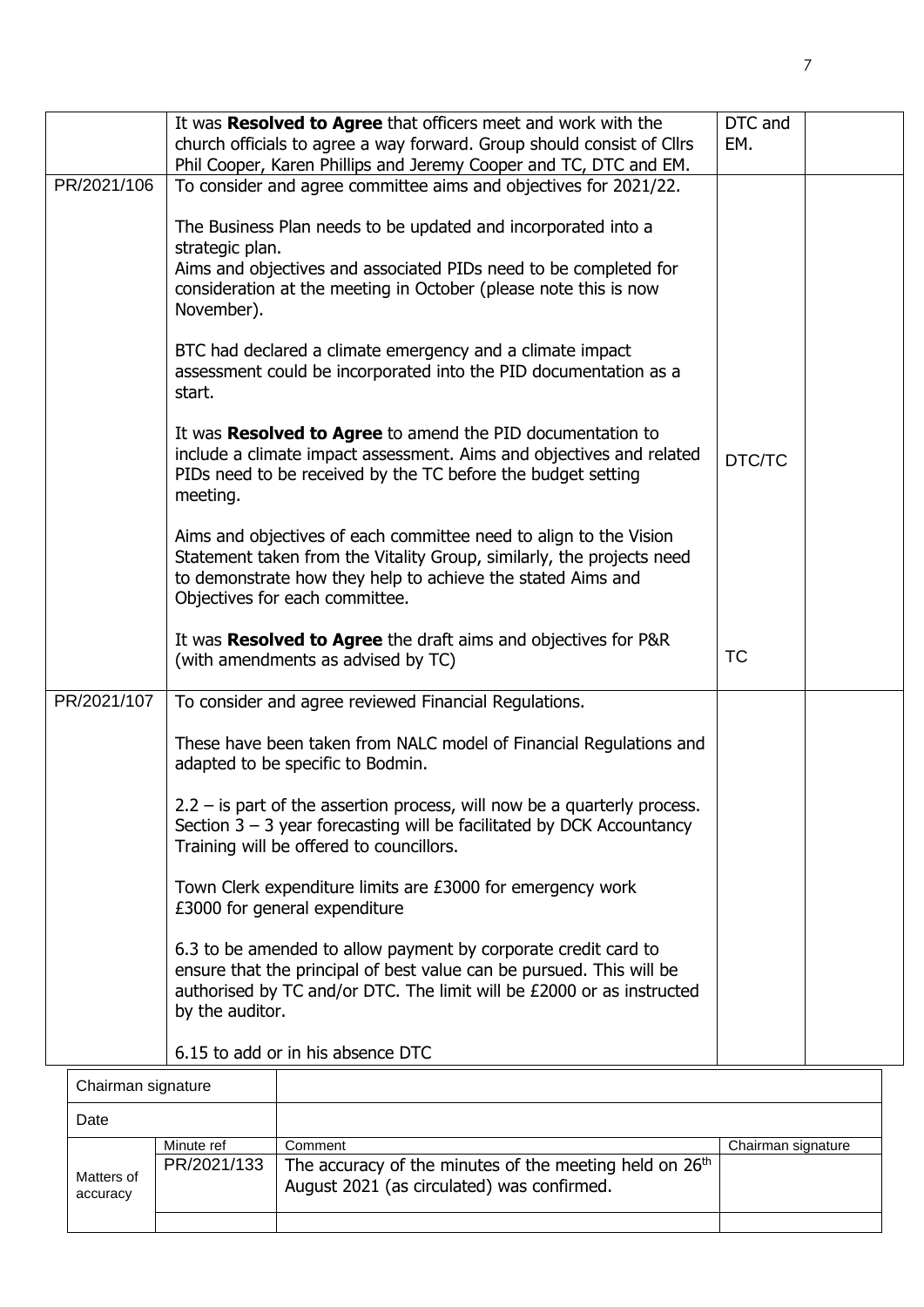| | | | |
|---|---|---|---|
| | It was **Resolved to Agree** that officers meet and work with the church officials to agree a way forward. Group should consist of Cllrs Phil Cooper, Karen Phillips and Jeremy Cooper and TC, DTC and EM. | DTC and EM. | |
| PR/2021/106 | To consider and agree committee aims and objectives for 2021/22.<br><br>The Business Plan needs to be updated and incorporated into a strategic plan.<br>Aims and objectives and associated PIDs need to be completed for consideration at the meeting in October (please note this is now November).<br><br>BTC had declared a climate emergency and a climate impact assessment could be incorporated into the PID documentation as a start.<br><br>It was **Resolved to Agree** to amend the PID documentation to include a climate impact assessment. Aims and objectives and related PIDs need to be received by the TC before the budget setting meeting.<br><br>Aims and objectives of each committee need to align to the Vision Statement taken from the Vitality Group, similarly, the projects need to demonstrate how they help to achieve the stated Aims and Objectives for each committee.<br><br>It was **Resolved to Agree** the draft aims and objectives for P&R (with amendments as advised by TC) | DTC/TC<br><br>TC | |
| PR/2021/107 | To consider and agree reviewed Financial Regulations.<br><br>These have been taken from NALC model of Financial Regulations and adapted to be specific to Bodmin.<br><br>2.2 – is part of the assertion process, will now be a quarterly process.<br>Section 3 – 3 year forecasting will be facilitated by DCK Accountancy<br>Training will be offered to councillors.<br><br>Town Clerk expenditure limits are £3000 for emergency work<br>£3000 for general expenditure<br><br>6.3 to be amended to allow payment by corporate credit card to ensure that the principal of best value can be pursued. This will be authorised by TC and/or DTC. The limit will be £2000 or as instructed by the auditor.<br><br>6.15 to add or in his absence DTC | | |

| Chairman signature | | | |
|---|---|---|---|
| Date | | | |
| Matters of accuracy | Minute ref | Comment | Chairman signature |
| | PR/2021/133 | The accuracy of the minutes of the meeting held on 26th August 2021 (as circulated) was confirmed. | |
| | | | |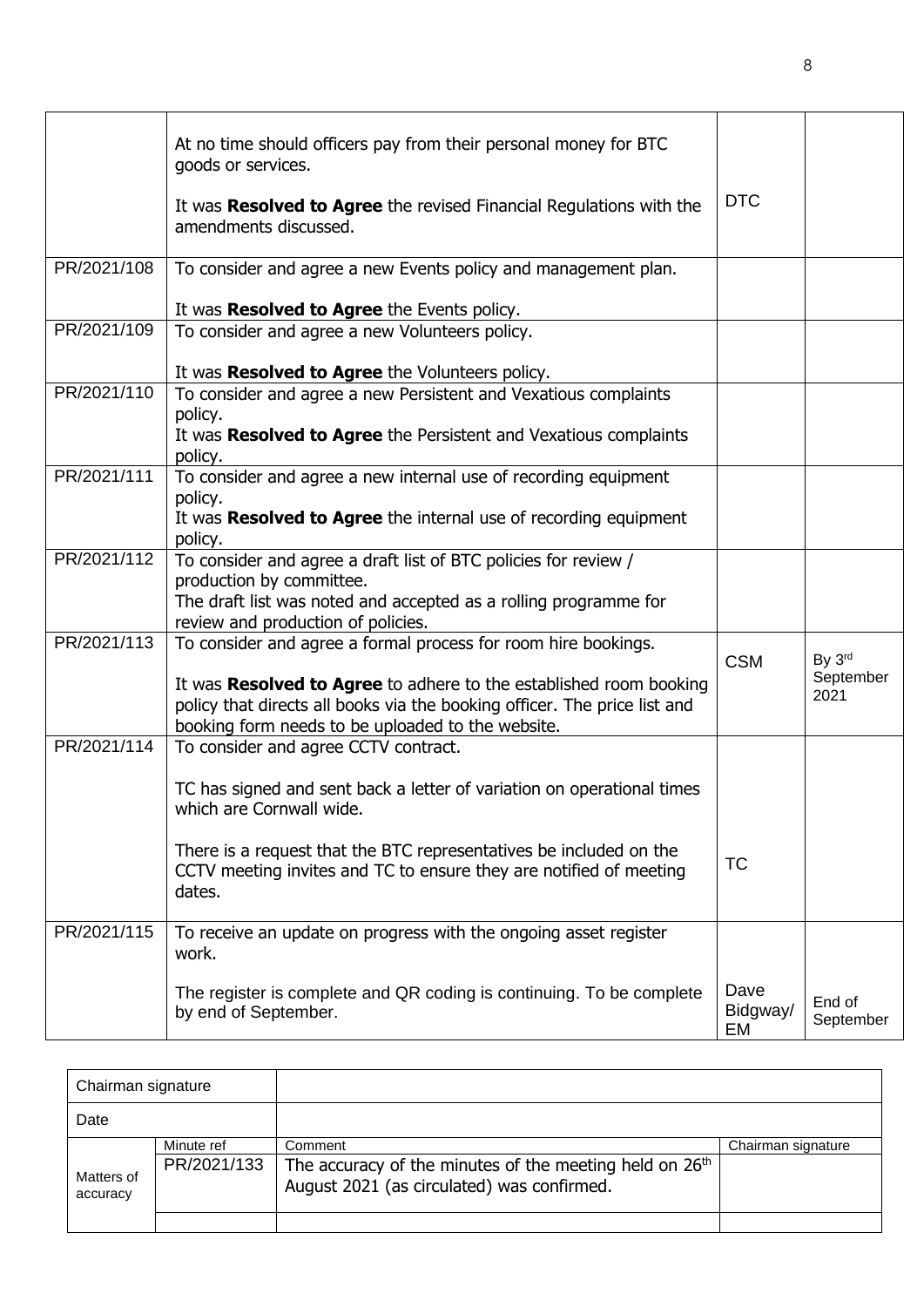| | | | |
|---|---|---|---|
| | At no time should officers pay from their personal money for BTC goods or services.<br><br>It was **Resolved to Agree** the revised Financial Regulations with the amendments discussed. | DTC | |
| PR/2021/108 | To consider and agree a new Events policy and management plan.<br><br>It was **Resolved to Agree** the Events policy. | | |
| PR/2021/109 | To consider and agree a new Volunteers policy.<br><br>It was **Resolved to Agree** the Volunteers policy. | | |
| PR/2021/110 | To consider and agree a new Persistent and Vexatious complaints policy.<br>It was **Resolved to Agree** the Persistent and Vexatious complaints policy. | | |
| PR/2021/111 | To consider and agree a new internal use of recording equipment policy.<br>It was **Resolved to Agree** the internal use of recording equipment policy. | | |
| PR/2021/112 | To consider and agree a draft list of BTC policies for review / production by committee.<br>The draft list was noted and accepted as a rolling programme for review and production of policies. | | |
| PR/2021/113 | To consider and agree a formal process for room hire bookings.<br><br>It was **Resolved to Agree** to adhere to the established room booking policy that directs all books via the booking officer. The price list and booking form needs to be uploaded to the website. | CSM | By 3rd September 2021 |
| PR/2021/114 | To consider and agree CCTV contract.<br><br>TC has signed and sent back a letter of variation on operational times which are Cornwall wide.<br><br>There is a request that the BTC representatives be included on the CCTV meeting invites and TC to ensure they are notified of meeting dates. | TC | |
| PR/2021/115 | To receive an update on progress with the ongoing asset register work.<br><br>The register is complete and QR coding is continuing. To be complete by end of September. | Dave Bidgway/ EM | End of September |

| Chairman signature | | | |
|---|---|---|---|
| Date | | | |
| | Minute ref | Comment | Chairman signature |
| Matters of accuracy | PR/2021/133 | The accuracy of the minutes of the meeting held on 26th August 2021 (as circulated) was confirmed. | |
| | | | |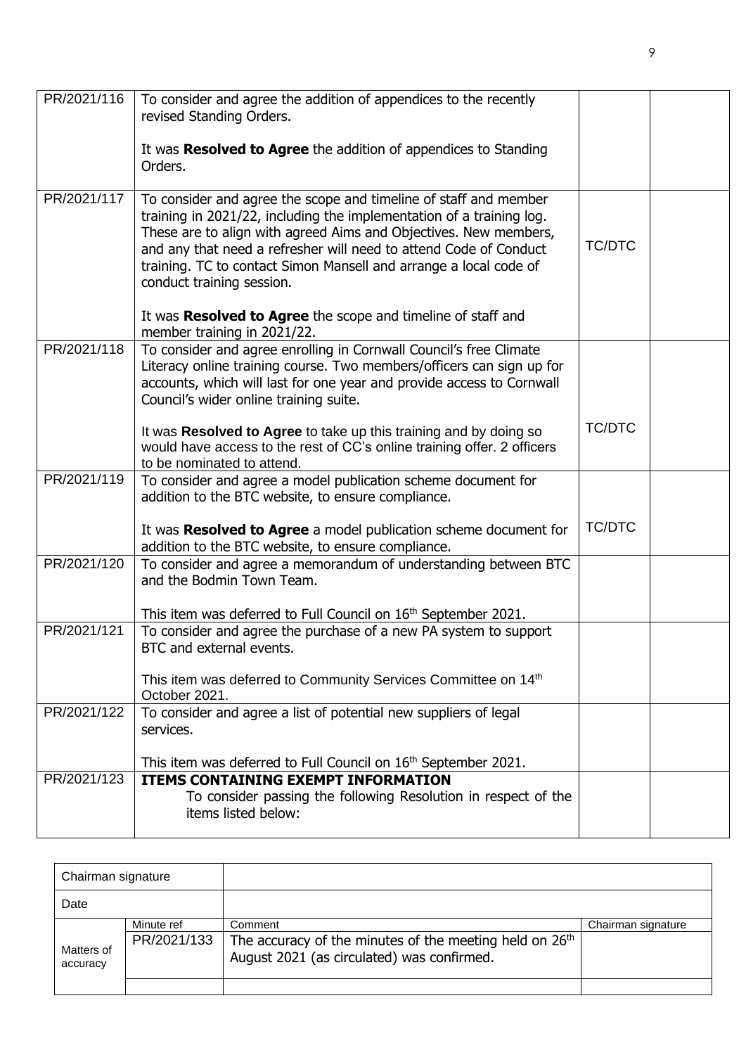| | | | |
|---|---|---|---|
| PR/2021/116 | To consider and agree the addition of appendices to the recently revised Standing Orders.<br><br>It was **Resolved to Agree** the addition of appendices to Standing Orders. | | |
| PR/2021/117 | To consider and agree the scope and timeline of staff and member training in 2021/22, including the implementation of a training log. These are to align with agreed Aims and Objectives. New members, and any that need a refresher will need to attend Code of Conduct training. TC to contact Simon Mansell and arrange a local code of conduct training session.<br><br>It was **Resolved to Agree** the scope and timeline of staff and member training in 2021/22. | TC/DTC | |
| PR/2021/118 | To consider and agree enrolling in Cornwall Council's free Climate Literacy online training course. Two members/officers can sign up for accounts, which will last for one year and provide access to Cornwall Council's wider online training suite.<br><br>It was **Resolved to Agree** to take up this training and by doing so would have access to the rest of CC's online training offer. 2 officers to be nominated to attend. | TC/DTC | |
| PR/2021/119 | To consider and agree a model publication scheme document for addition to the BTC website, to ensure compliance.<br><br>It was **Resolved to Agree** a model publication scheme document for addition to the BTC website, to ensure compliance. | TC/DTC | |
| PR/2021/120 | To consider and agree a memorandum of understanding between BTC and the Bodmin Town Team.<br><br>This item was deferred to Full Council on 16th September 2021. | | |
| PR/2021/121 | To consider and agree the purchase of a new PA system to support BTC and external events.<br><br>This item was deferred to Community Services Committee on 14th October 2021. | | |
| PR/2021/122 | To consider and agree a list of potential new suppliers of legal services.<br><br>This item was deferred to Full Council on 16th September 2021. | | |
| PR/2021/123 | **ITEMS CONTAINING EXEMPT INFORMATION**<br>To consider passing the following Resolution in respect of the items listed below: | | |

| Chairman signature | | | |
|---|---|---|---|
| Date | | | |
| Matters of accuracy | Minute ref | Comment | Chairman signature |
| | PR/2021/133 | The accuracy of the minutes of the meeting held on 26th August 2021 (as circulated) was confirmed. | |
| | | | |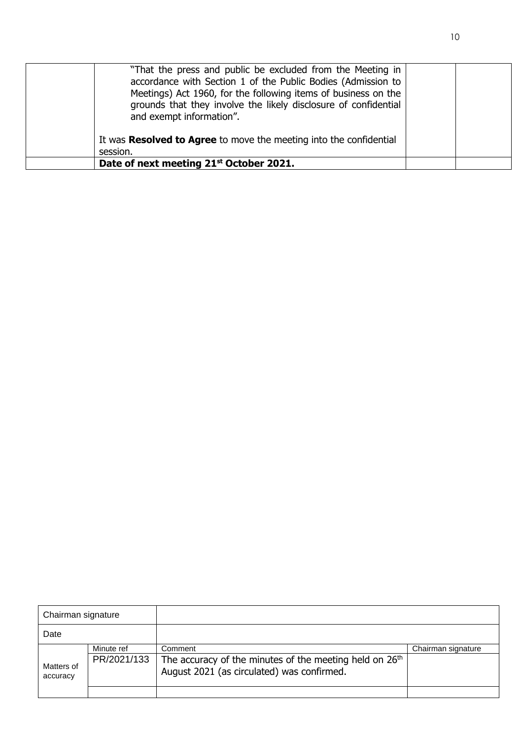| | | | |
|---|---|---|---|
| | "That the press and public be excluded from the Meeting in accordance with Section 1 of the Public Bodies (Admission to Meetings) Act 1960, for the following items of business on the grounds that they involve the likely disclosure of confidential and exempt information".<br><br>It was **Resolved to Agree** to move the meeting into the confidential session. | | |
| | **Date of next meeting 21st October 2021.** | | |

| | | | |
|---|---|---|---|
| Chairman signature | | | |
| Date | | | |
| Matters of accuracy | Minute ref | Comment | Chairman signature |
| | PR/2021/133 | The accuracy of the minutes of the meeting held on 26th August 2021 (as circulated) was confirmed. | |
| | | | |